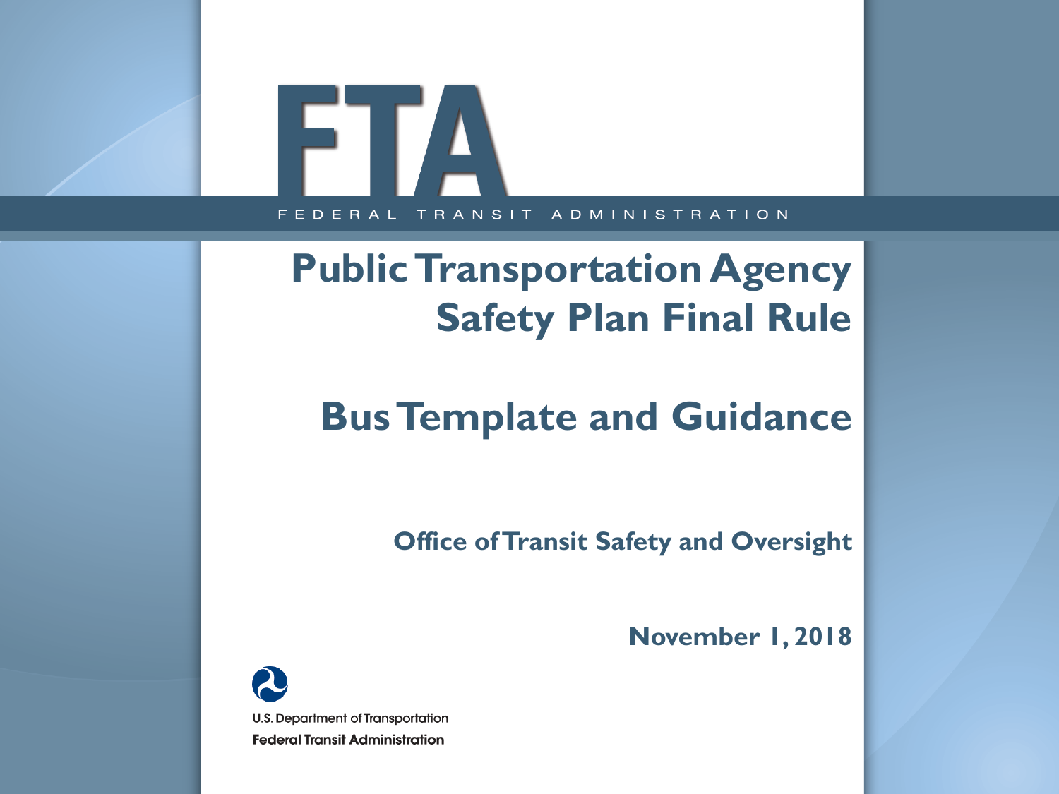FTA

FEDERAL TRANSIT ADMINISTRATION

# Public Transportation Agency Safety Plan Final Rule

# Bus Template and Guidance

**Office of Transit Safety and Oversight**

**November 1, 2018**

U.S. Department of Transportation
**Federal Transit Administration**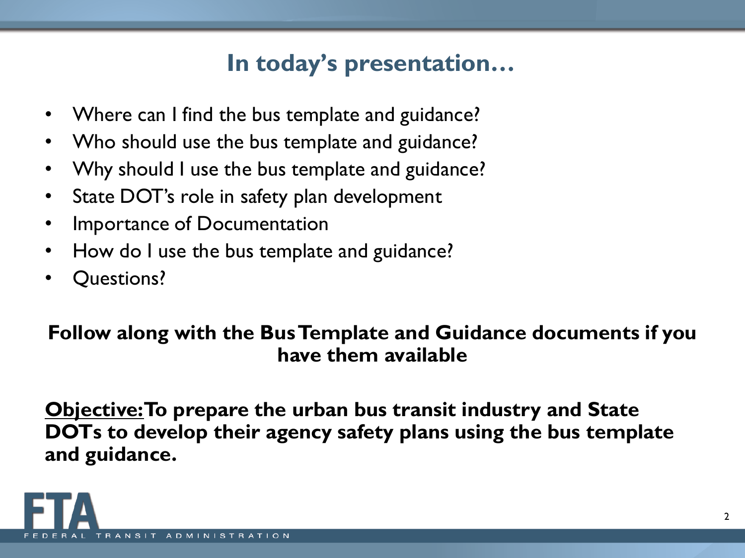# In today's presentation…

- Where can I find the bus template and guidance?
- Who should use the bus template and guidance?
- Why should I use the bus template and guidance?
- State DOT's role in safety plan development
- Importance of Documentation
- How do I use the bus template and guidance?
- Questions?

**Follow along with the Bus Template and Guidance documents if you have them available**

**<u>Objective:</u> To prepare the urban bus transit industry and State DOTs to develop their agency safety plans using the bus template and guidance.**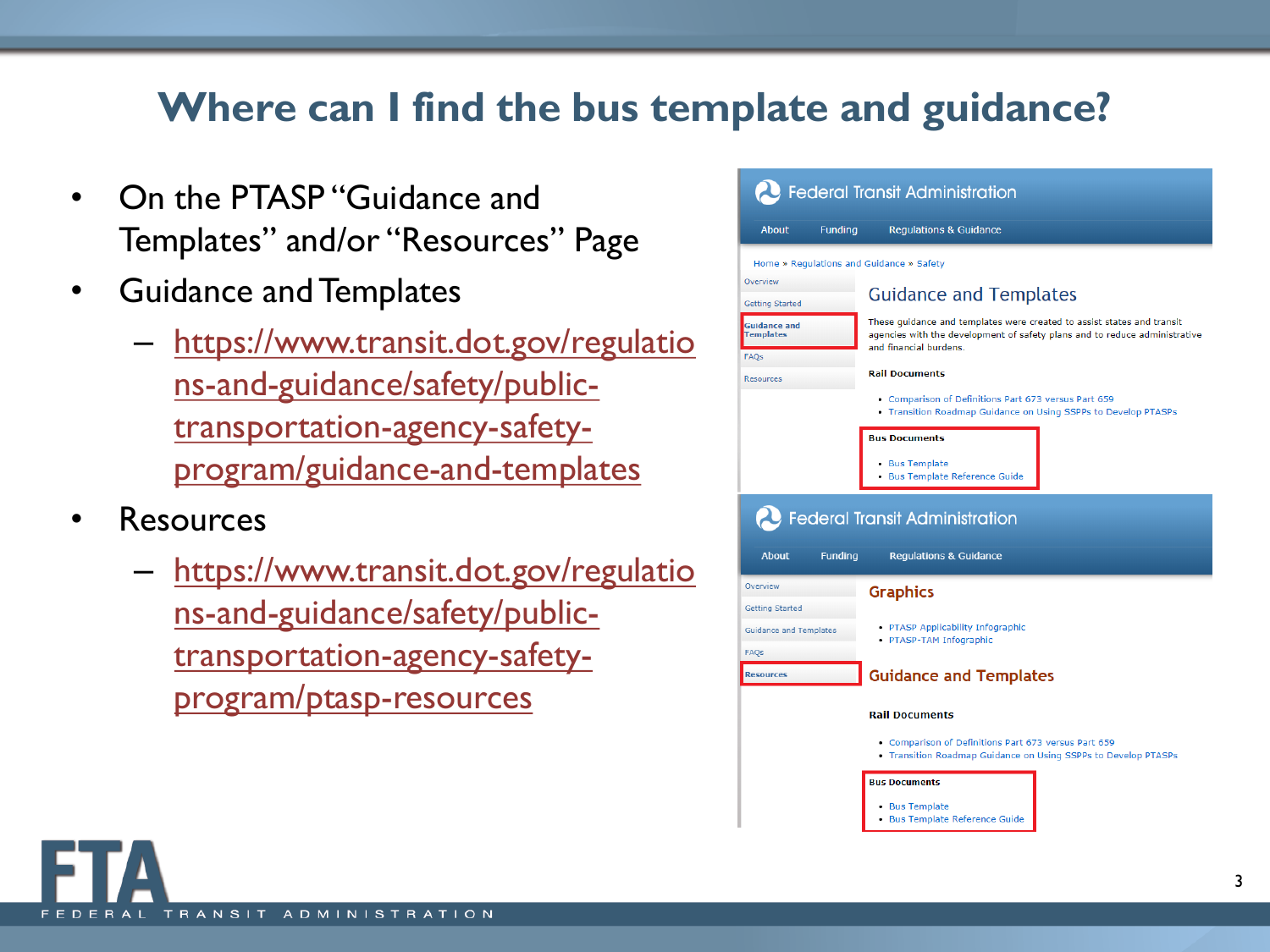# Where can I find the bus template and guidance?

- On the PTASP "Guidance and Templates" and/or "Resources" Page
- Guidance and Templates
  - https://www.transit.dot.gov/regulations-and-guidance/safety/public-transportation-agency-safety-program/guidance-and-templates
- Resources
  - https://www.transit.dot.gov/regulations-and-guidance/safety/public-transportation-agency-safety-program/ptasp-resources

Federal Transit Administration

About | Funding | Regulations & Guidance

Home » Regulations and Guidance » Safety

- Overview
- Getting Started
- Guidance and Templates
- FAQs
- Resources

## Guidance and Templates

These guidance and templates were created to assist states and transit agencies with the development of safety plans and to reduce administrative and financial burdens.

**Rail Documents**

- Comparison of Definitions Part 673 versus Part 659
- Transition Roadmap Guidance on Using SSPPs to Develop PTASPs

**Bus Documents**

- Bus Template
- Bus Template Reference Guide

Federal Transit Administration

About | Funding | Regulations & Guidance

- Overview
- Getting Started
- Guidance and Templates
- FAQs
- Resources

## Graphics

- PTASP Applicability Infographic
- PTASP-TAM Infographic

## Guidance and Templates

**Rail Documents**

- Comparison of Definitions Part 673 versus Part 659
- Transition Roadmap Guidance on Using SSPPs to Develop PTASPs

**Bus Documents**

- Bus Template
- Bus Template Reference Guide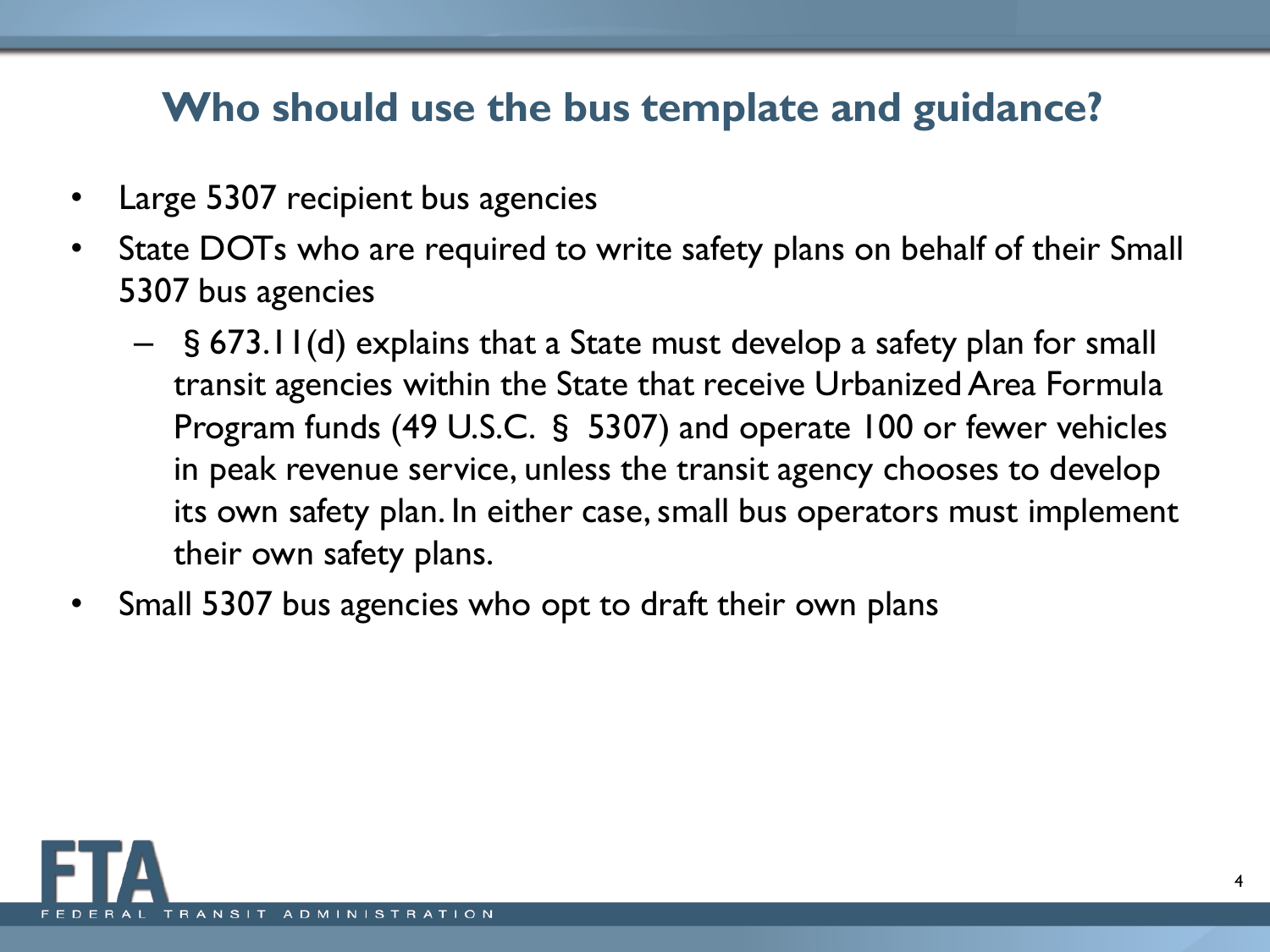# Who should use the bus template and guidance?

- Large 5307 recipient bus agencies
- State DOTs who are required to write safety plans on behalf of their Small 5307 bus agencies
  - § 673.11(d) explains that a State must develop a safety plan for small transit agencies within the State that receive Urbanized Area Formula Program funds (49 U.S.C. § 5307) and operate 100 or fewer vehicles in peak revenue service, unless the transit agency chooses to develop its own safety plan. In either case, small bus operators must implement their own safety plans.
- Small 5307 bus agencies who opt to draft their own plans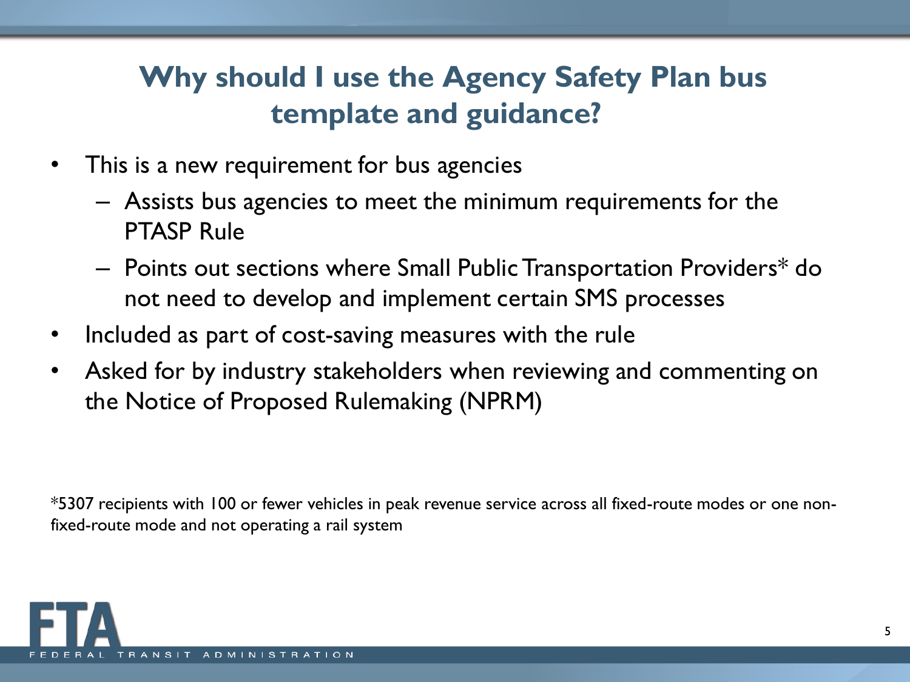# Why should I use the Agency Safety Plan bus template and guidance?

- This is a new requirement for bus agencies
  - Assists bus agencies to meet the minimum requirements for the PTASP Rule
  - Points out sections where Small Public Transportation Providers* do not need to develop and implement certain SMS processes
- Included as part of cost-saving measures with the rule
- Asked for by industry stakeholders when reviewing and commenting on the Notice of Proposed Rulemaking (NPRM)

*5307 recipients with 100 or fewer vehicles in peak revenue service across all fixed-route modes or one non-fixed-route mode and not operating a rail system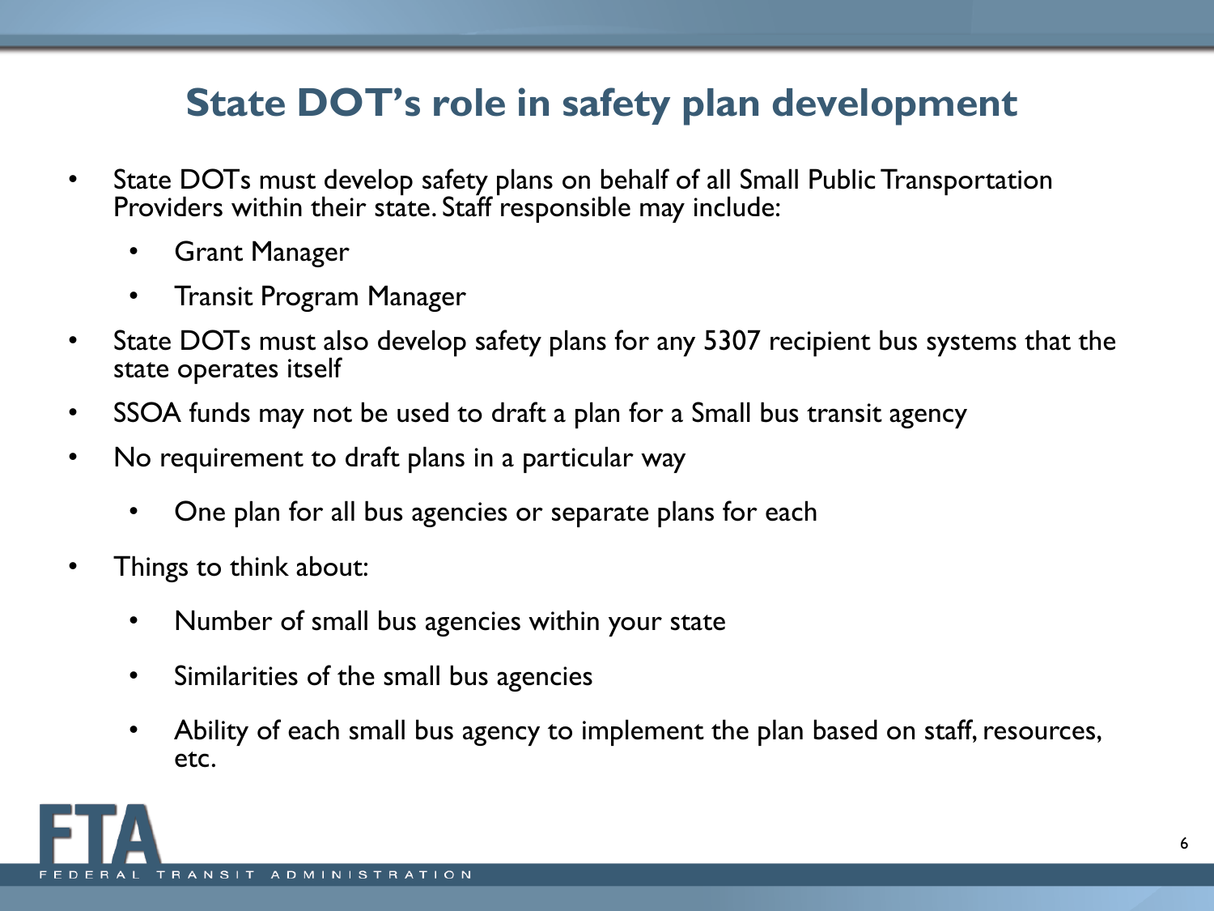# State DOT's role in safety plan development

- State DOTs must develop safety plans on behalf of all Small Public Transportation Providers within their state. Staff responsible may include:
  - Grant Manager
  - Transit Program Manager
- State DOTs must also develop safety plans for any 5307 recipient bus systems that the state operates itself
- SSOA funds may not be used to draft a plan for a Small bus transit agency
- No requirement to draft plans in a particular way
  - One plan for all bus agencies or separate plans for each
- Things to think about:
  - Number of small bus agencies within your state
  - Similarities of the small bus agencies
  - Ability of each small bus agency to implement the plan based on staff, resources, etc.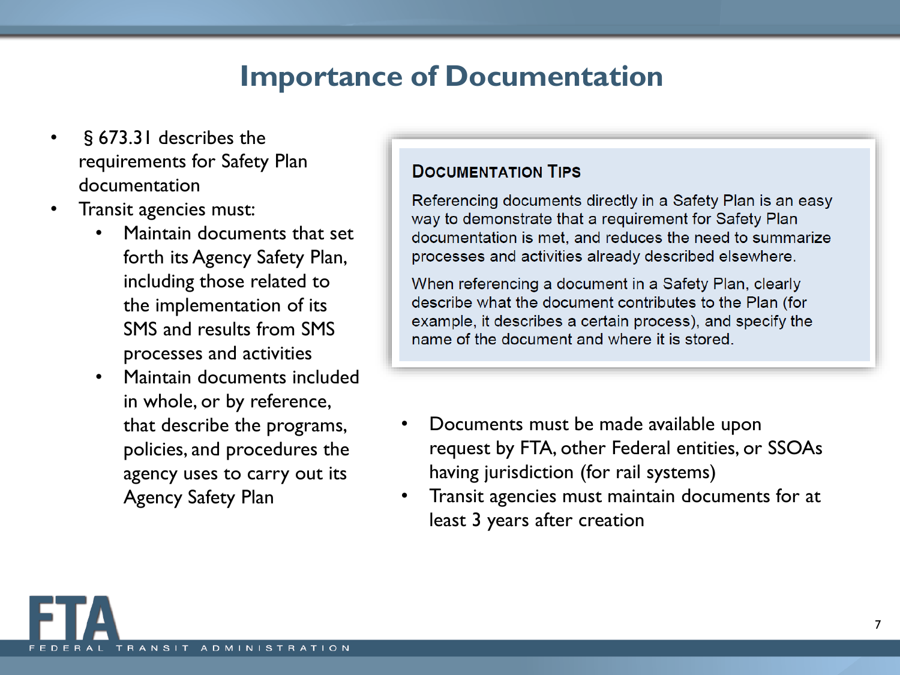# Importance of Documentation

- § 673.31 describes the requirements for Safety Plan documentation
- Transit agencies must:
  - Maintain documents that set forth its Agency Safety Plan, including those related to the implementation of its SMS and results from SMS processes and activities
  - Maintain documents included in whole, or by reference, that describe the programs, policies, and procedures the agency uses to carry out its Agency Safety Plan

> **DOCUMENTATION TIPS**
>
> Referencing documents directly in a Safety Plan is an easy way to demonstrate that a requirement for Safety Plan documentation is met, and reduces the need to summarize processes and activities already described elsewhere.
>
> When referencing a document in a Safety Plan, clearly describe what the document contributes to the Plan (for example, it describes a certain process), and specify the name of the document and where it is stored.

- Documents must be made available upon request by FTA, other Federal entities, or SSOAs having jurisdiction (for rail systems)
- Transit agencies must maintain documents for at least 3 years after creation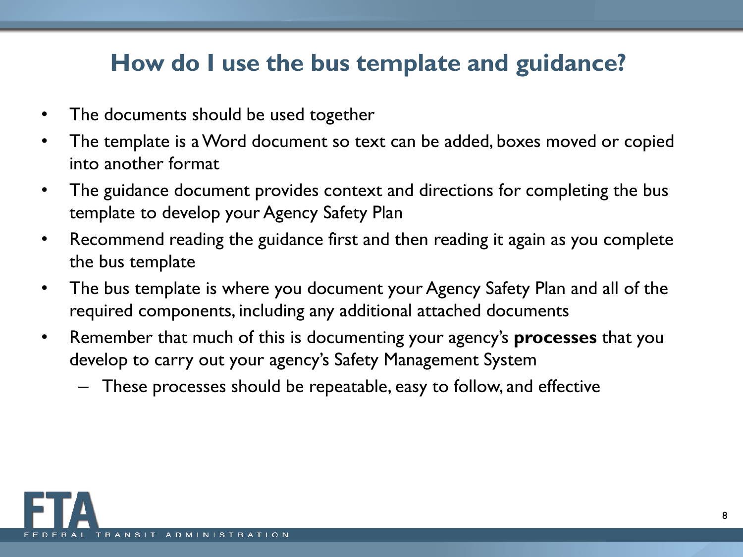# How do I use the bus template and guidance?

- The documents should be used together
- The template is a Word document so text can be added, boxes moved or copied into another format
- The guidance document provides context and directions for completing the bus template to develop your Agency Safety Plan
- Recommend reading the guidance first and then reading it again as you complete the bus template
- The bus template is where you document your Agency Safety Plan and all of the required components, including any additional attached documents
- Remember that much of this is documenting your agency's **processes** that you develop to carry out your agency's Safety Management System
  - These processes should be repeatable, easy to follow, and effective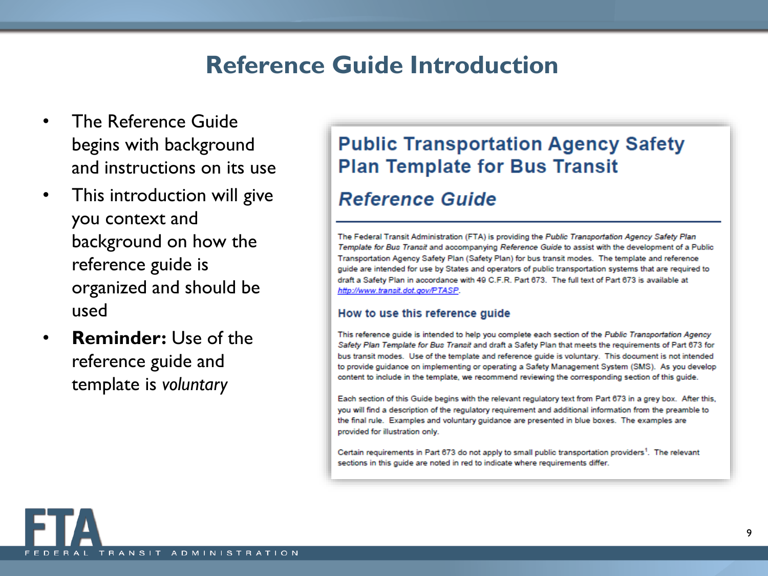# Reference Guide Introduction

- The Reference Guide begins with background and instructions on its use
- This introduction will give you context and background on how the reference guide is organized and should be used
- **Reminder:** Use of the reference guide and template is *voluntary*

## Public Transportation Agency Safety Plan Template for Bus Transit

### *Reference Guide*

The Federal Transit Administration (FTA) is providing the *Public Transportation Agency Safety Plan Template for Bus Transit* and accompanying *Reference Guide* to assist with the development of a Public Transportation Agency Safety Plan (Safety Plan) for bus transit modes. The template and reference guide are intended for use by States and operators of public transportation systems that are required to draft a Safety Plan in accordance with 49 C.F.R. Part 673. The full text of Part 673 is available at http://www.transit.dot.gov/PTASP.

#### How to use this reference guide

This reference guide is intended to help you complete each section of the *Public Transportation Agency Safety Plan Template for Bus Transit* and draft a Safety Plan that meets the requirements of Part 673 for bus transit modes. Use of the template and reference guide is voluntary. This document is not intended to provide guidance on implementing or operating a Safety Management System (SMS). As you develop content to include in the template, we recommend reviewing the corresponding section of this guide.

Each section of this Guide begins with the relevant regulatory text from Part 673 in a grey box. After this, you will find a description of the regulatory requirement and additional information from the preamble to the final rule. Examples and voluntary guidance are presented in blue boxes. The examples are provided for illustration only.

Certain requirements in Part 673 do not apply to small public transportation providers[1]. The relevant sections in this guide are noted in red to indicate where requirements differ.

FTA FEDERAL TRANSIT ADMINISTRATION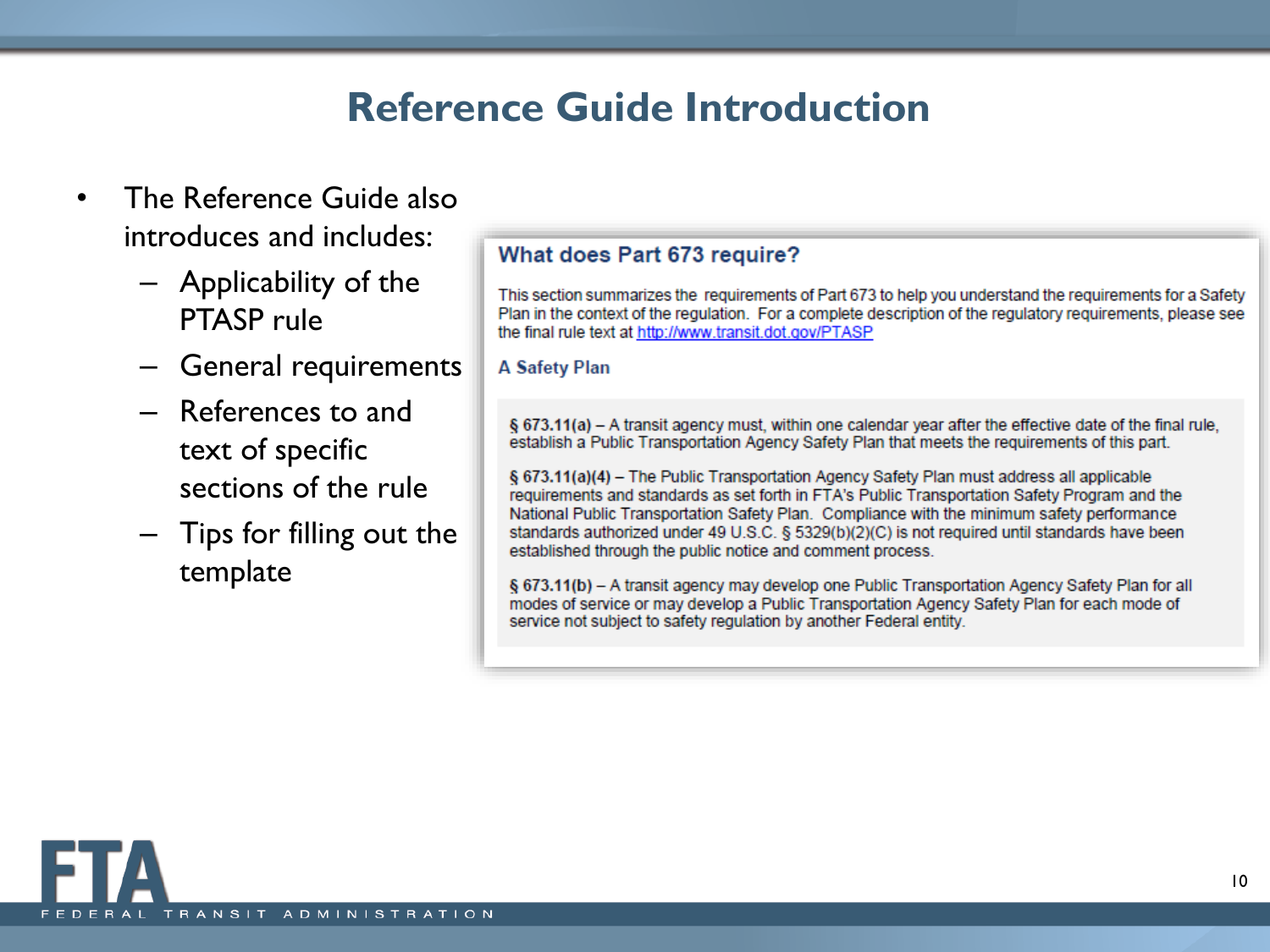# Reference Guide Introduction

- The Reference Guide also introduces and includes:
  - Applicability of the PTASP rule
  - General requirements
  - References to and text of specific sections of the rule
  - Tips for filling out the template

## What does Part 673 require?

This section summarizes the requirements of Part 673 to help you understand the requirements for a Safety Plan in the context of the regulation. For a complete description of the regulatory requirements, please see the final rule text at http://www.transit.dot.gov/PTASP

### A Safety Plan

**§ 673.11(a) –** A transit agency must, within one calendar year after the effective date of the final rule, establish a Public Transportation Agency Safety Plan that meets the requirements of this part.

**§ 673.11(a)(4) –** The Public Transportation Agency Safety Plan must address all applicable requirements and standards as set forth in FTA's Public Transportation Safety Program and the National Public Transportation Safety Plan. Compliance with the minimum safety performance standards authorized under 49 U.S.C. § 5329(b)(2)(C) is not required until standards have been established through the public notice and comment process.

**§ 673.11(b) –** A transit agency may develop one Public Transportation Agency Safety Plan for all modes of service or may develop a Public Transportation Agency Safety Plan for each mode of service not subject to safety regulation by another Federal entity.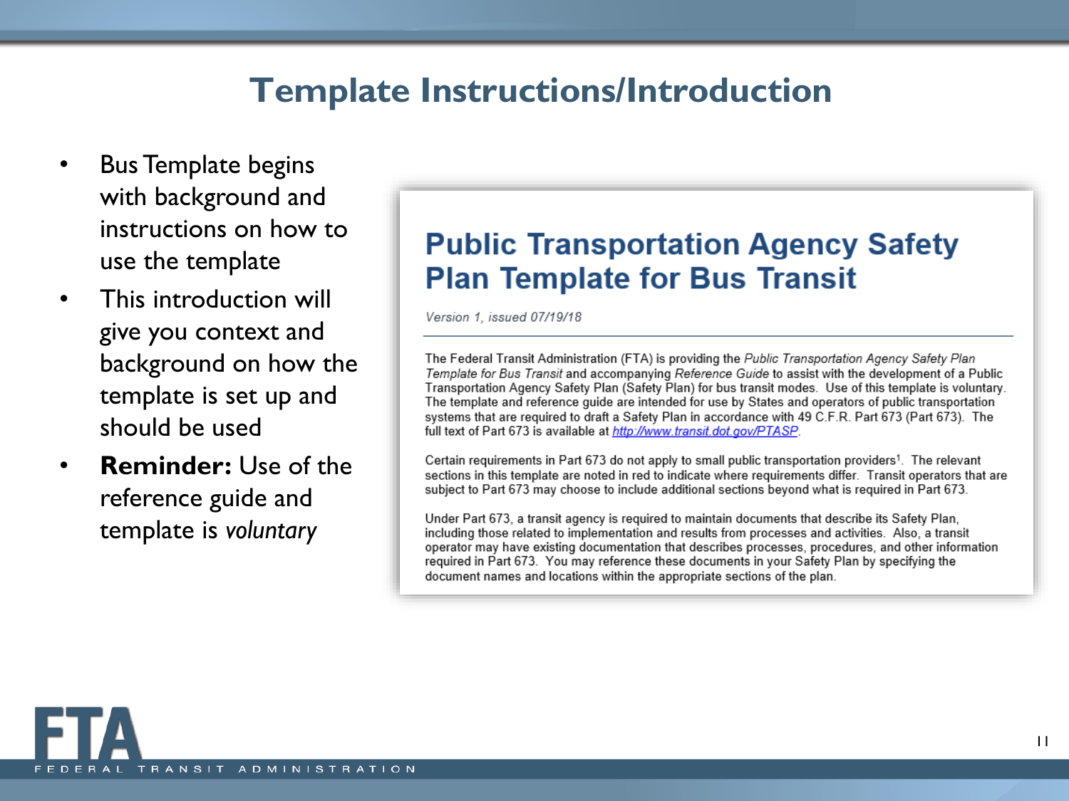# Template Instructions/Introduction

- Bus Template begins with background and instructions on how to use the template
- This introduction will give you context and background on how the template is set up and should be used
- **Reminder:** Use of the reference guide and template is *voluntary*

## Public Transportation Agency Safety Plan Template for Bus Transit

*Version 1, issued 07/19/18*

The Federal Transit Administration (FTA) is providing the *Public Transportation Agency Safety Plan Template for Bus Transit* and accompanying *Reference Guide* to assist with the development of a Public Transportation Agency Safety Plan (Safety Plan) for bus transit modes. Use of this template is voluntary. The template and reference guide are intended for use by States and operators of public transportation systems that are required to draft a Safety Plan in accordance with 49 C.F.R. Part 673 (Part 673). The full text of Part 673 is available at http://www.transit.dot.gov/PTASP.

Certain requirements in Part 673 do not apply to small public transportation providers[1]. The relevant sections in this template are noted in red to indicate where requirements differ. Transit operators that are subject to Part 673 may choose to include additional sections beyond what is required in Part 673.

Under Part 673, a transit agency is required to maintain documents that describe its Safety Plan, including those related to implementation and results from processes and activities. Also, a transit operator may have existing documentation that describes processes, procedures, and other information required in Part 673. You may reference these documents in your Safety Plan by specifying the document names and locations within the appropriate sections of the plan.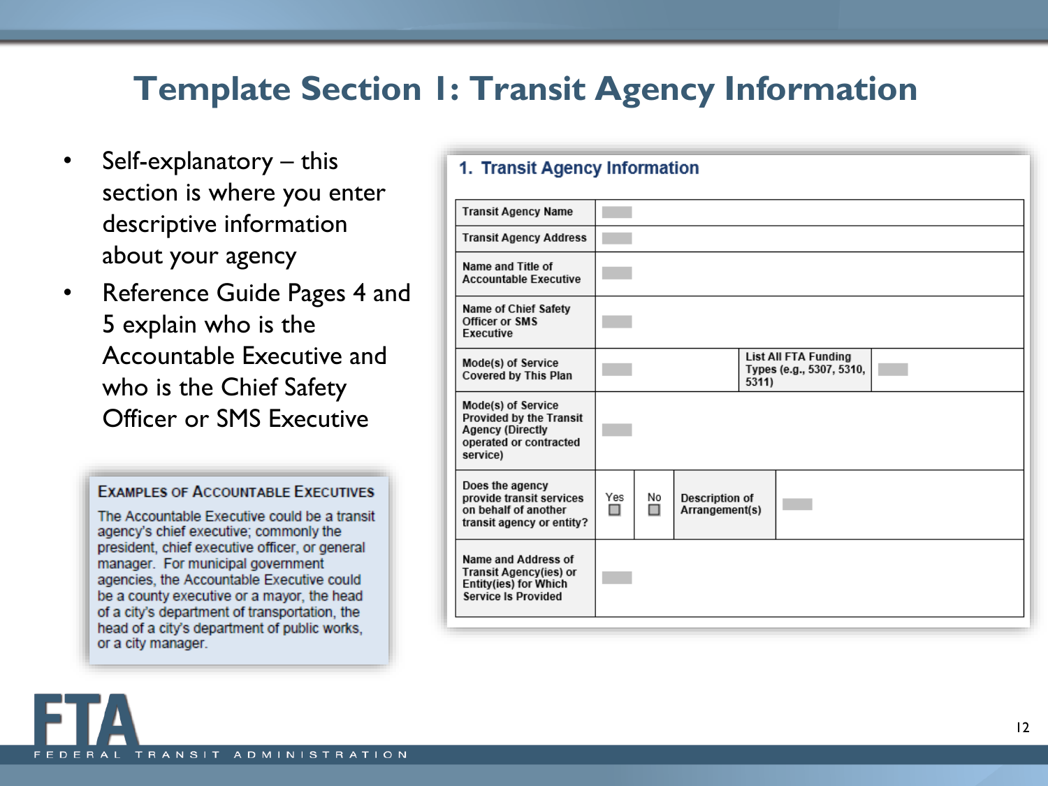# Template Section 1: Transit Agency Information

- Self-explanatory – this section is where you enter descriptive information about your agency
- Reference Guide Pages 4 and 5 explain who is the Accountable Executive and who is the Chief Safety Officer or SMS Executive

> **EXAMPLES OF ACCOUNTABLE EXECUTIVES**
>
> The Accountable Executive could be a transit agency's chief executive; commonly the president, chief executive officer, or general manager. For municipal government agencies, the Accountable Executive could be a county executive or a mayor, the head of a city's department of transportation, the head of a city's department of public works, or a city manager.

## 1. Transit Agency Information

| | | | | | |
|---|---|---|---|---|---|
| Transit Agency Name | | | | | |
| Transit Agency Address | | | | | |
| Name and Title of Accountable Executive | | | | | |
| Name of Chief Safety Officer or SMS Executive | | | | | |
| Mode(s) of Service Covered by This Plan | | | | List All FTA Funding Types (e.g., 5307, 5310, 5311) | |
| Mode(s) of Service Provided by the Transit Agency (Directly operated or contracted service) | | | | | |
| Does the agency provide transit services on behalf of another transit agency or entity? | Yes ☐ | No ☐ | Description of Arrangement(s) | | |
| Name and Address of Transit Agency(ies) or Entity(ies) for Which Service Is Provided | | | | | |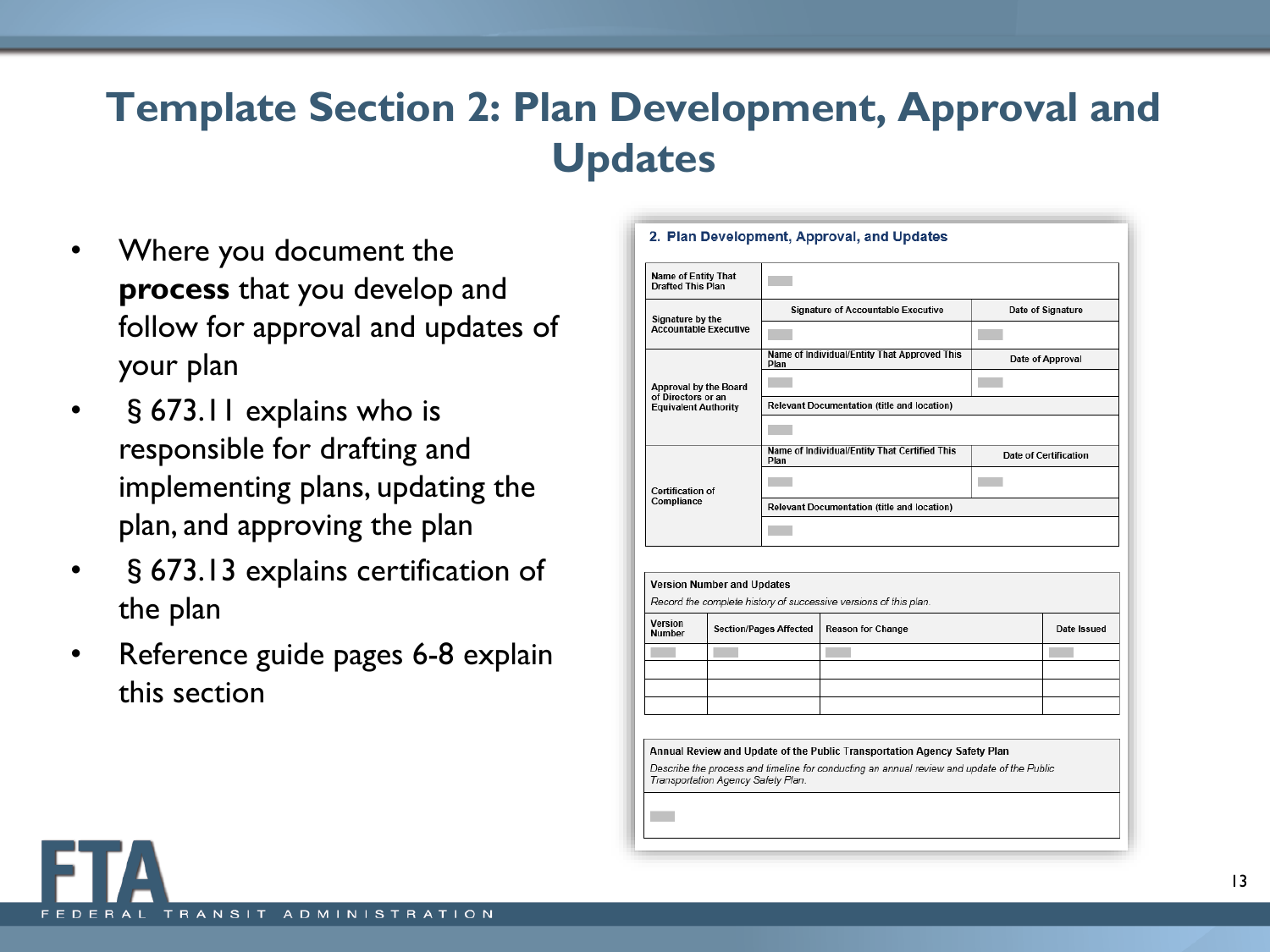# Template Section 2: Plan Development, Approval and Updates

- Where you document the **process** that you develop and follow for approval and updates of your plan
- § 673.11 explains who is responsible for drafting and implementing plans, updating the plan, and approving the plan
- § 673.13 explains certification of the plan
- Reference guide pages 6-8 explain this section

## 2. Plan Development, Approval, and Updates

| Name of Entity That Drafted This Plan | | |
|---|---|---|
| Signature by the Accountable Executive | Signature of Accountable Executive | Date of Signature |
| | | |
| Approval by the Board of Directors or an Equivalent Authority | Name of Individual/Entity That Approved This Plan | Date of Approval |
| | | |
| | Relevant Documentation (title and location) | |
| | | |
| Certification of Compliance | Name of Individual/Entity That Certified This Plan | Date of Certification |
| | | |
| | Relevant Documentation (title and location) | |
| | | |

**Version Number and Updates**

*Record the complete history of successive versions of this plan.*

| Version Number | Section/Pages Affected | Reason for Change | Date Issued |
|---|---|---|---|
| | | | |
| | | | |
| | | | |
| | | | |

**Annual Review and Update of the Public Transportation Agency Safety Plan**

*Describe the process and timeline for conducting an annual review and update of the Public Transportation Agency Safety Plan.*

FTA FEDERAL TRANSIT ADMINISTRATION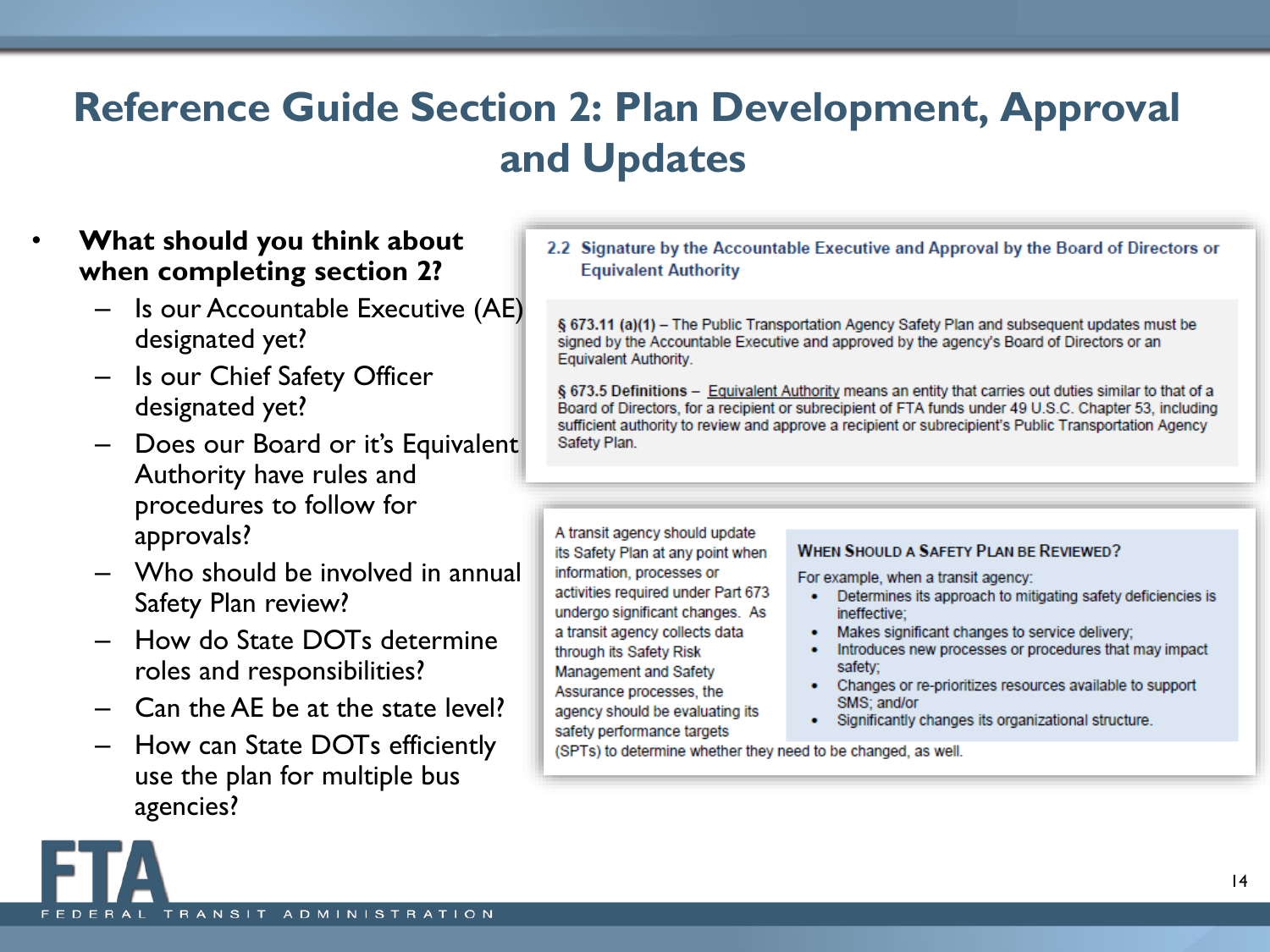# Reference Guide Section 2: Plan Development, Approval and Updates

- **What should you think about when completing section 2?**
  - Is our Accountable Executive (AE) designated yet?
  - Is our Chief Safety Officer designated yet?
  - Does our Board or it's Equivalent Authority have rules and procedures to follow for approvals?
  - Who should be involved in annual Safety Plan review?
  - How do State DOTs determine roles and responsibilities?
  - Can the AE be at the state level?
  - How can State DOTs efficiently use the plan for multiple bus agencies?

### 2.2 Signature by the Accountable Executive and Approval by the Board of Directors or Equivalent Authority

**§ 673.11 (a)(1)** – The Public Transportation Agency Safety Plan and subsequent updates must be signed by the Accountable Executive and approved by the agency's Board of Directors or an Equivalent Authority.

**§ 673.5 Definitions** – Equivalent Authority means an entity that carries out duties similar to that of a Board of Directors, for a recipient or subrecipient of FTA funds under 49 U.S.C. Chapter 53, including sufficient authority to review and approve a recipient or subrecipient's Public Transportation Agency Safety Plan.

A transit agency should update its Safety Plan at any point when information, processes or activities required under Part 673 undergo significant changes. As a transit agency collects data through its Safety Risk Management and Safety Assurance processes, the agency should be evaluating its safety performance targets (SPTs) to determine whether they need to be changed, as well.

**When Should a Safety Plan be Reviewed?**

For example, when a transit agency:

- Determines its approach to mitigating safety deficiencies is ineffective;
- Makes significant changes to service delivery;
- Introduces new processes or procedures that may impact safety;
- Changes or re-prioritizes resources available to support SMS; and/or
- Significantly changes its organizational structure.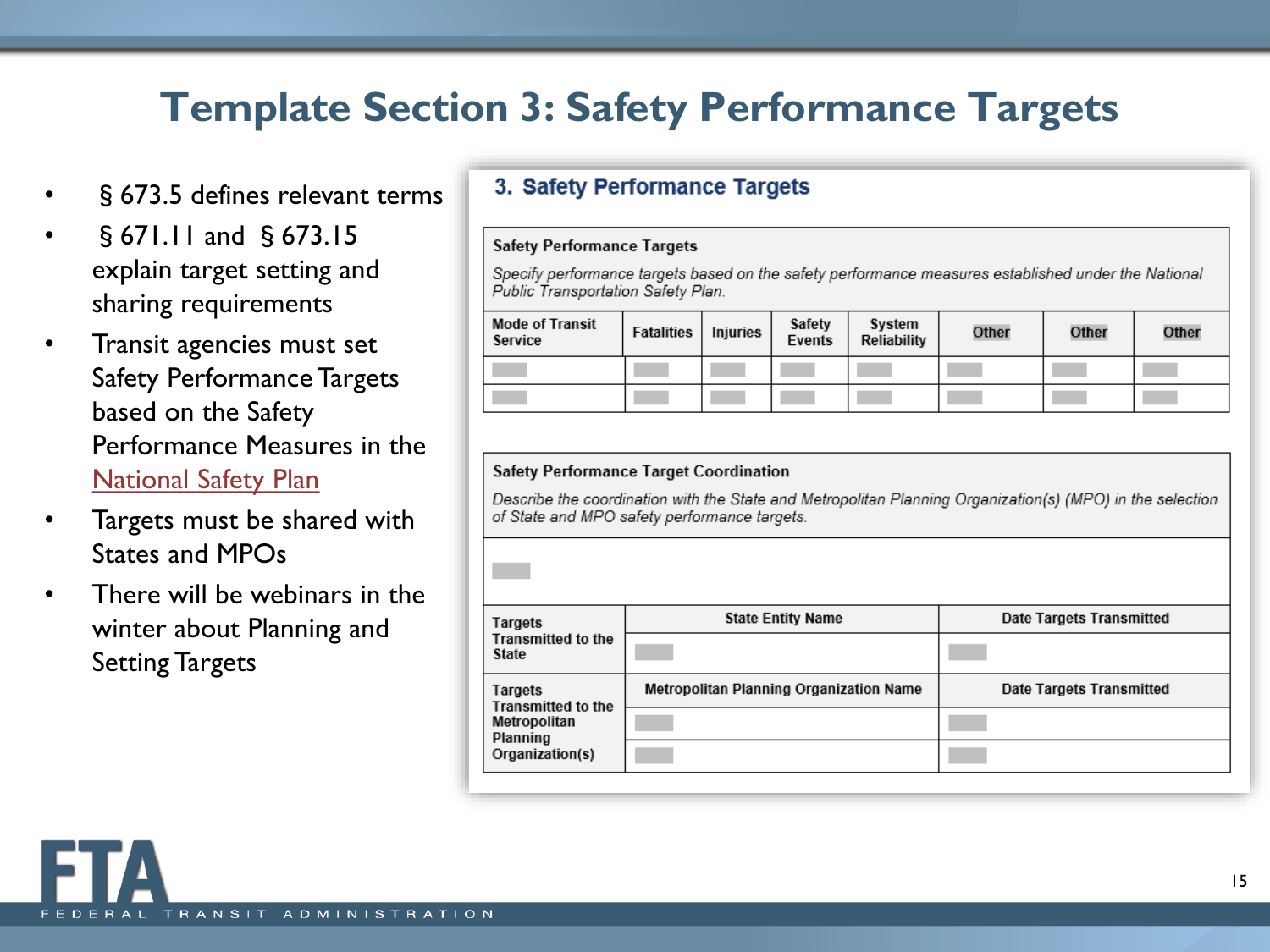# Template Section 3: Safety Performance Targets

- § 673.5 defines relevant terms
- § 671.11 and § 673.15 explain target setting and sharing requirements
- Transit agencies must set Safety Performance Targets based on the Safety Performance Measures in the National Safety Plan
- Targets must be shared with States and MPOs
- There will be webinars in the winter about Planning and Setting Targets

## 3. Safety Performance Targets

**Safety Performance Targets**

*Specify performance targets based on the safety performance measures established under the National Public Transportation Safety Plan.*

| Mode of Transit Service | Fatalities | Injuries | Safety Events | System Reliability | Other | Other | Other |
|---|---|---|---|---|---|---|---|
| | | | | | | | |
| | | | | | | | |

**Safety Performance Target Coordination**

*Describe the coordination with the State and Metropolitan Planning Organization(s) (MPO) in the selection of State and MPO safety performance targets.*

| | State Entity Name | Date Targets Transmitted |
|---|---|---|
| Targets Transmitted to the State | | |

| | Metropolitan Planning Organization Name | Date Targets Transmitted |
|---|---|---|
| Targets Transmitted to the Metropolitan Planning Organization(s) | | |
| | | |

FTA
FEDERAL TRANSIT ADMINISTRATION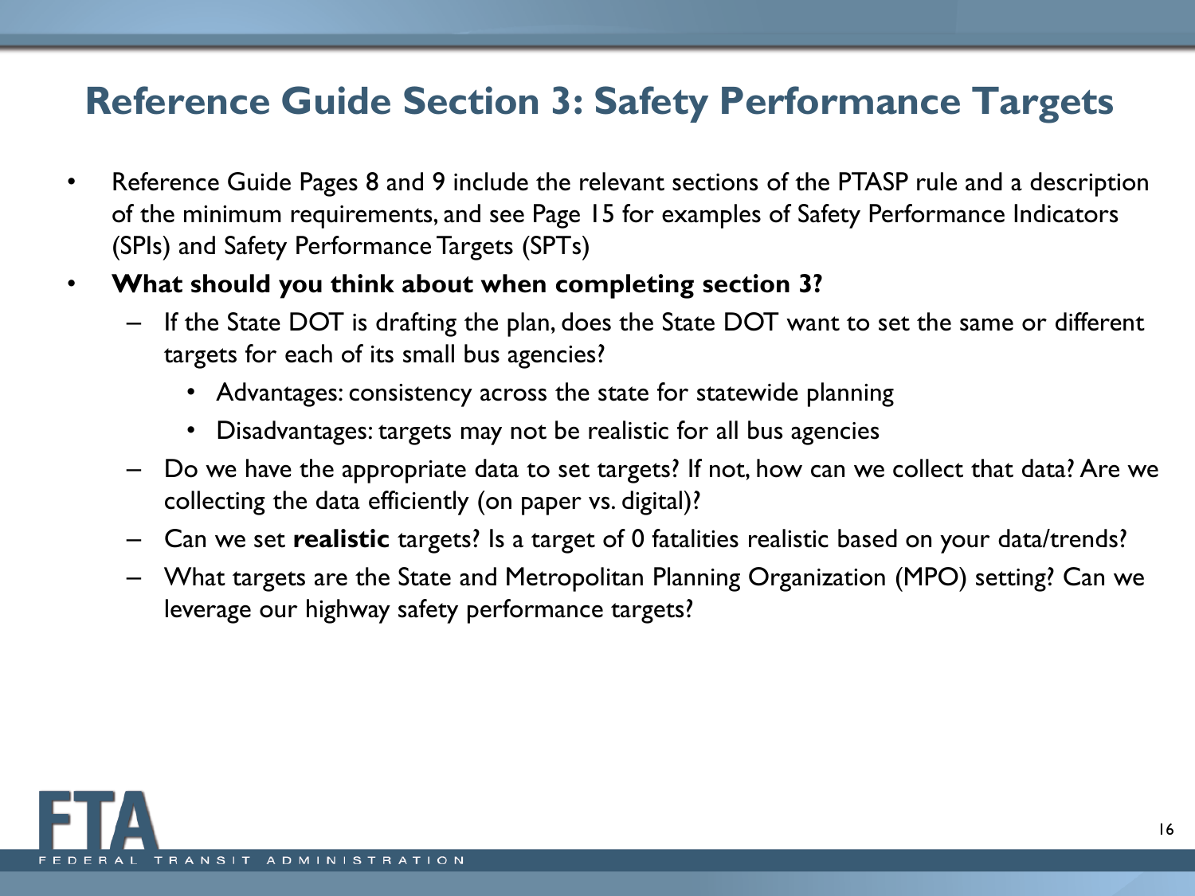# Reference Guide Section 3: Safety Performance Targets

- Reference Guide Pages 8 and 9 include the relevant sections of the PTASP rule and a description of the minimum requirements, and see Page 15 for examples of Safety Performance Indicators (SPIs) and Safety Performance Targets (SPTs)
- **What should you think about when completing section 3?**
  - If the State DOT is drafting the plan, does the State DOT want to set the same or different targets for each of its small bus agencies?
    - Advantages: consistency across the state for statewide planning
    - Disadvantages: targets may not be realistic for all bus agencies
  - Do we have the appropriate data to set targets? If not, how can we collect that data? Are we collecting the data efficiently (on paper vs. digital)?
  - Can we set **realistic** targets? Is a target of 0 fatalities realistic based on your data/trends?
  - What targets are the State and Metropolitan Planning Organization (MPO) setting? Can we leverage our highway safety performance targets?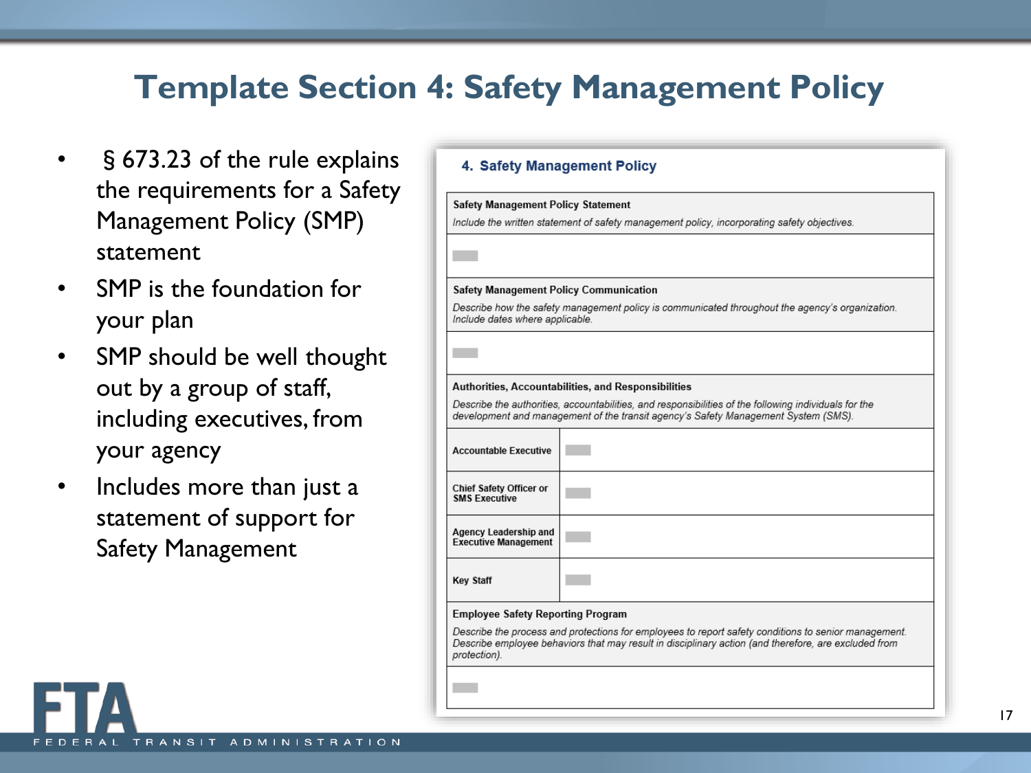# Template Section 4: Safety Management Policy

- § 673.23 of the rule explains the requirements for a Safety Management Policy (SMP) statement
- SMP is the foundation for your plan
- SMP should be well thought out by a group of staff, including executives, from your agency
- Includes more than just a statement of support for Safety Management

## 4. Safety Management Policy

| Safety Management Policy Statement | |
|---|---|
| *Include the written statement of safety management policy, incorporating safety objectives.* | |
| | |
| **Safety Management Policy Communication** | |
| *Describe how the safety management policy is communicated throughout the agency's organization. Include dates where applicable.* | |
| | |
| **Authorities, Accountabilities, and Responsibilities** | |
| *Describe the authorities, accountabilities, and responsibilities of the following individuals for the development and management of the transit agency's Safety Management System (SMS).* | |
| Accountable Executive | |
| Chief Safety Officer or SMS Executive | |
| Agency Leadership and Executive Management | |
| Key Staff | |
| **Employee Safety Reporting Program** | |
| *Describe the process and protections for employees to report safety conditions to senior management. Describe employee behaviors that may result in disciplinary action (and therefore, are excluded from protection).* | |
| | |

FTA
FEDERAL TRANSIT ADMINISTRATION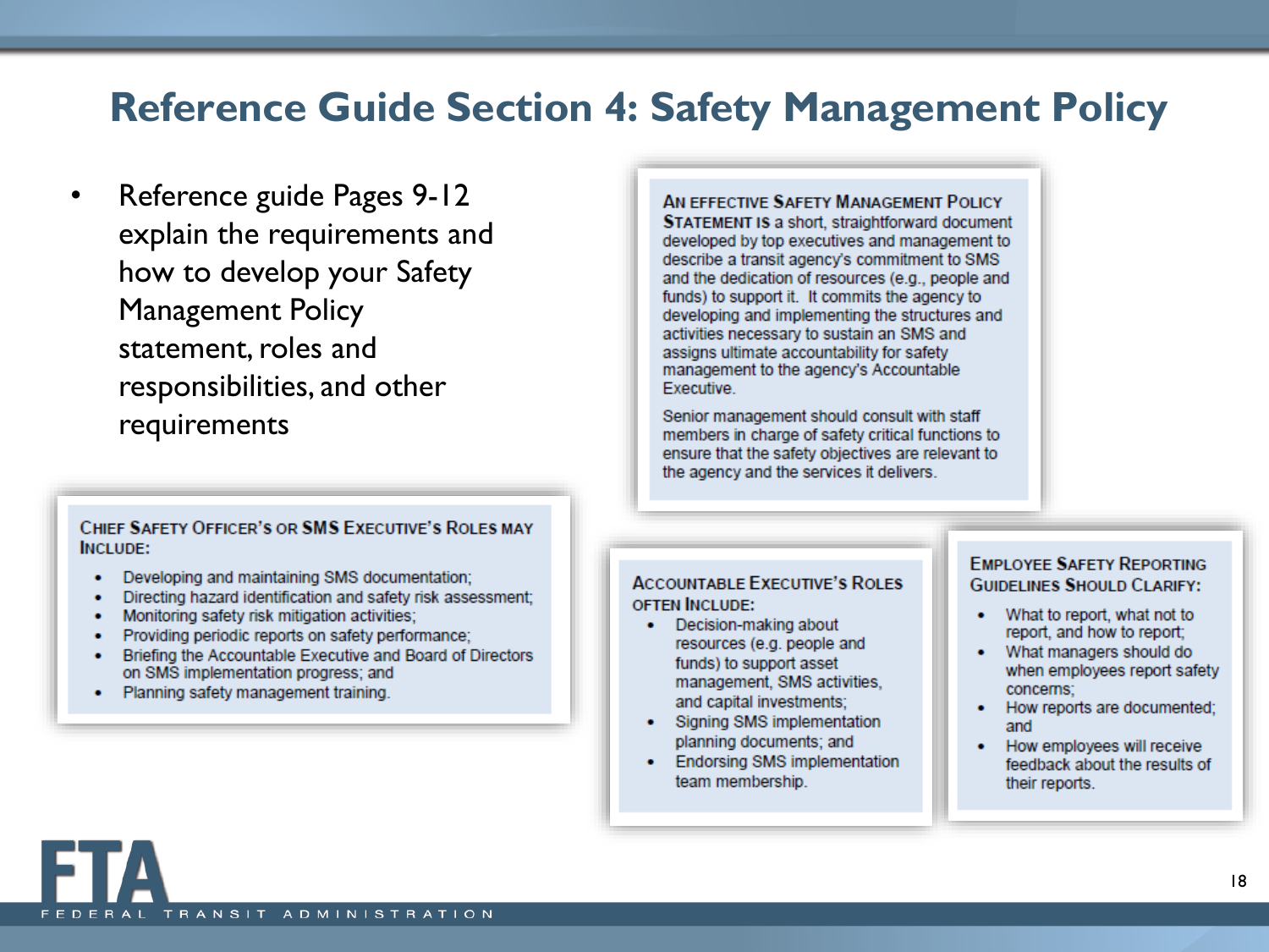# Reference Guide Section 4: Safety Management Policy

- Reference guide Pages 9-12 explain the requirements and how to develop your Safety Management Policy statement, roles and responsibilities, and other requirements

**AN EFFECTIVE SAFETY MANAGEMENT POLICY STATEMENT IS** a short, straightforward document developed by top executives and management to describe a transit agency's commitment to SMS and the dedication of resources (e.g., people and funds) to support it. It commits the agency to developing and implementing the structures and activities necessary to sustain an SMS and assigns ultimate accountability for safety management to the agency's Accountable Executive.

Senior management should consult with staff members in charge of safety critical functions to ensure that the safety objectives are relevant to the agency and the services it delivers.

**CHIEF SAFETY OFFICER'S OR SMS EXECUTIVE'S ROLES MAY INCLUDE:**

- Developing and maintaining SMS documentation;
- Directing hazard identification and safety risk assessment;
- Monitoring safety risk mitigation activities;
- Providing periodic reports on safety performance;
- Briefing the Accountable Executive and Board of Directors on SMS implementation progress; and
- Planning safety management training.

**ACCOUNTABLE EXECUTIVE'S ROLES OFTEN INCLUDE:**

- Decision-making about resources (e.g. people and funds) to support asset management, SMS activities, and capital investments;
- Signing SMS implementation planning documents; and
- Endorsing SMS implementation team membership.

**EMPLOYEE SAFETY REPORTING GUIDELINES SHOULD CLARIFY:**

- What to report, what not to report, and how to report;
- What managers should do when employees report safety concerns;
- How reports are documented; and
- How employees will receive feedback about the results of their reports.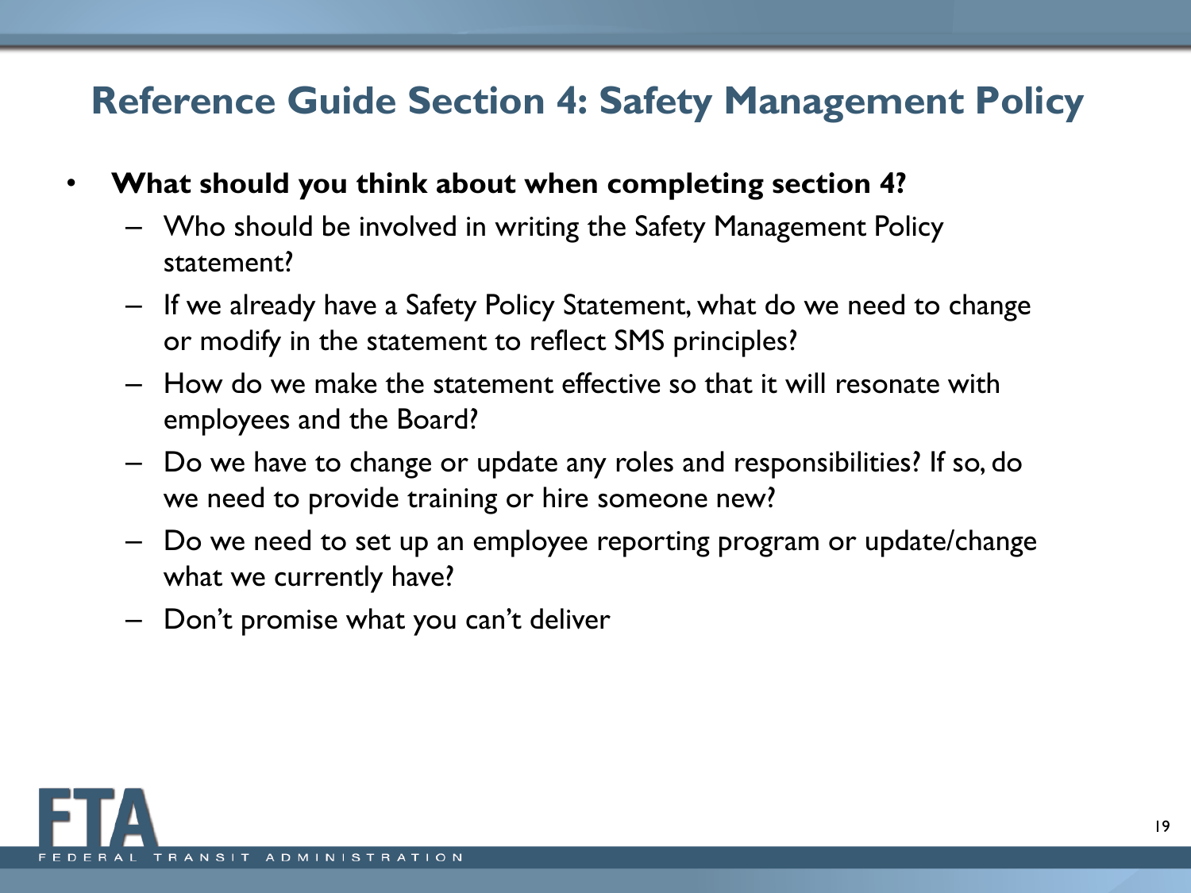# Reference Guide Section 4: Safety Management Policy

- **What should you think about when completing section 4?**
  - Who should be involved in writing the Safety Management Policy statement?
  - If we already have a Safety Policy Statement, what do we need to change or modify in the statement to reflect SMS principles?
  - How do we make the statement effective so that it will resonate with employees and the Board?
  - Do we have to change or update any roles and responsibilities? If so, do we need to provide training or hire someone new?
  - Do we need to set up an employee reporting program or update/change what we currently have?
  - Don't promise what you can't deliver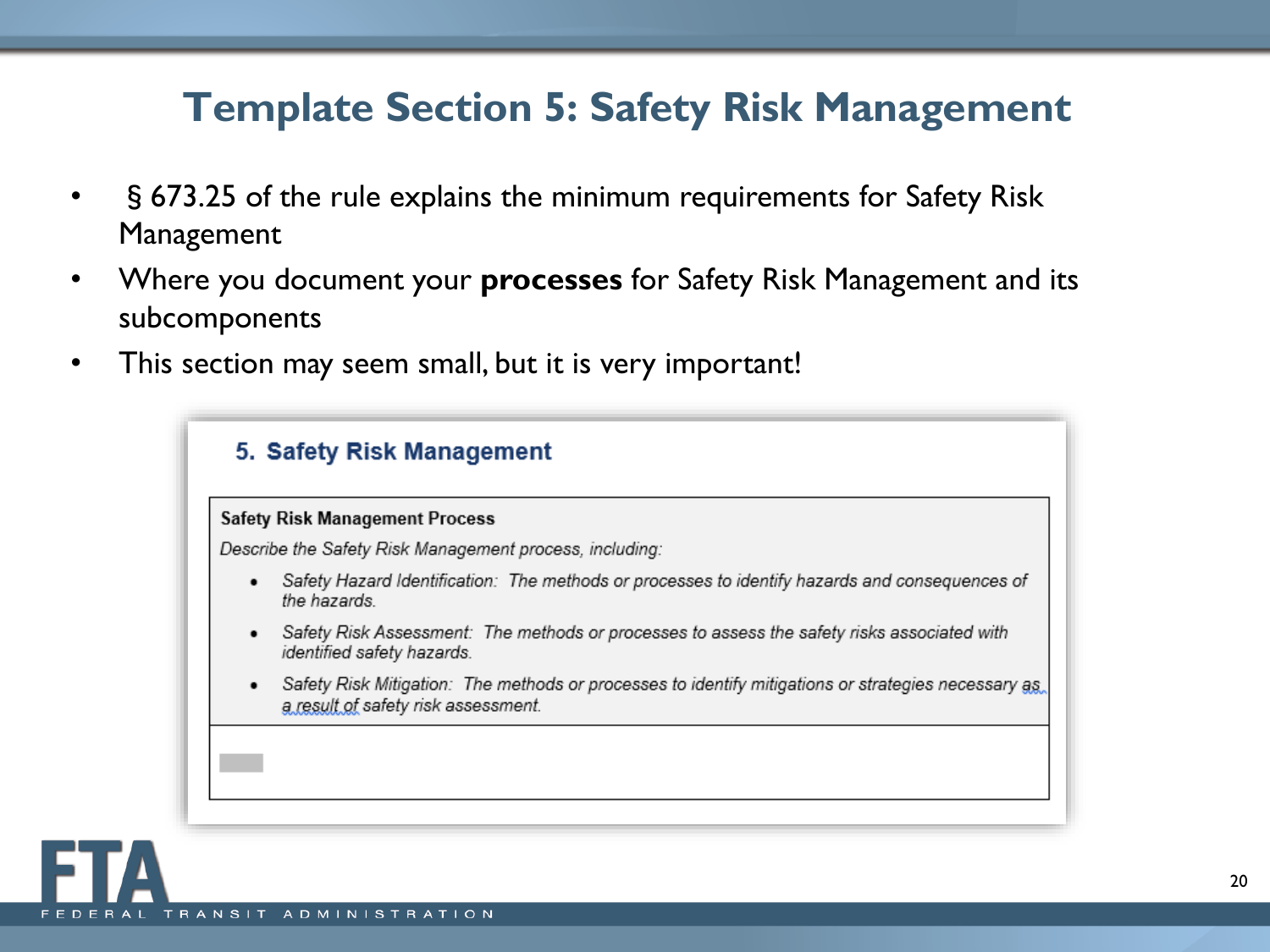# Template Section 5: Safety Risk Management

- § 673.25 of the rule explains the minimum requirements for Safety Risk Management
- Where you document your **processes** for Safety Risk Management and its subcomponents
- This section may seem small, but it is very important!

## 5. Safety Risk Management

| **Safety Risk Management Process** |
|---|
| *Describe the Safety Risk Management process, including:*<br>• *Safety Hazard Identification: The methods or processes to identify hazards and consequences of the hazards.*<br>• *Safety Risk Assessment: The methods or processes to assess the safety risks associated with identified safety hazards.*<br>• *Safety Risk Mitigation: The methods or processes to identify mitigations or strategies necessary as a result of safety risk assessment.* |
| |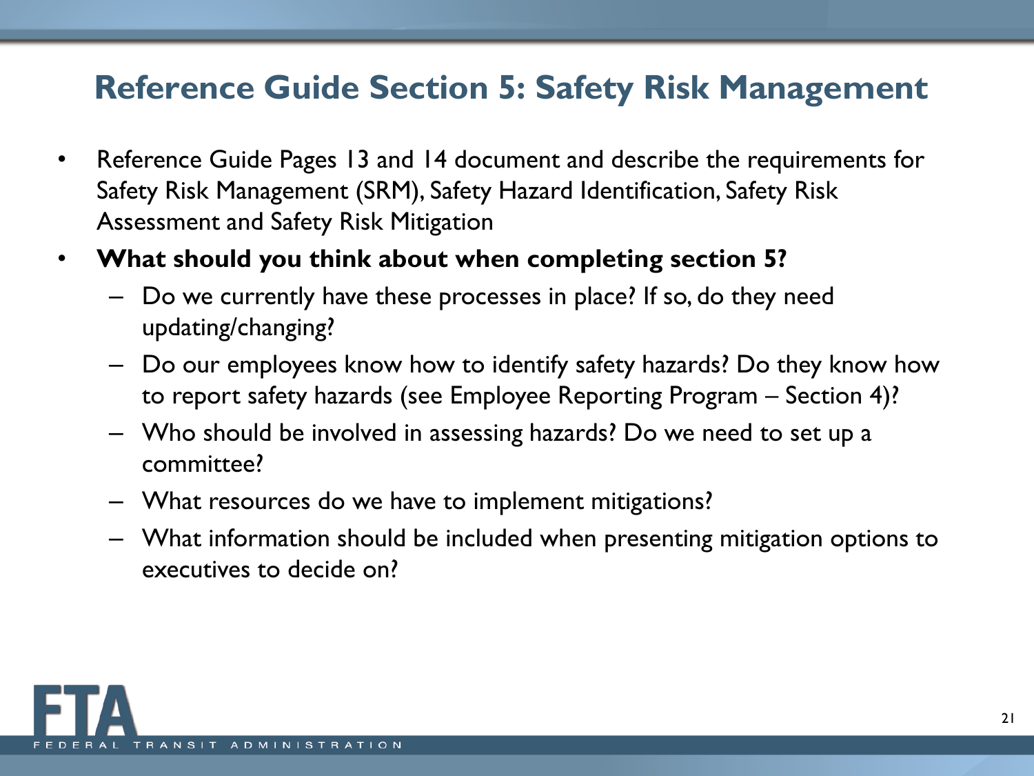# Reference Guide Section 5: Safety Risk Management

- Reference Guide Pages 13 and 14 document and describe the requirements for Safety Risk Management (SRM), Safety Hazard Identification, Safety Risk Assessment and Safety Risk Mitigation
- **What should you think about when completing section 5?**
  - Do we currently have these processes in place? If so, do they need updating/changing?
  - Do our employees know how to identify safety hazards? Do they know how to report safety hazards (see Employee Reporting Program – Section 4)?
  - Who should be involved in assessing hazards? Do we need to set up a committee?
  - What resources do we have to implement mitigations?
  - What information should be included when presenting mitigation options to executives to decide on?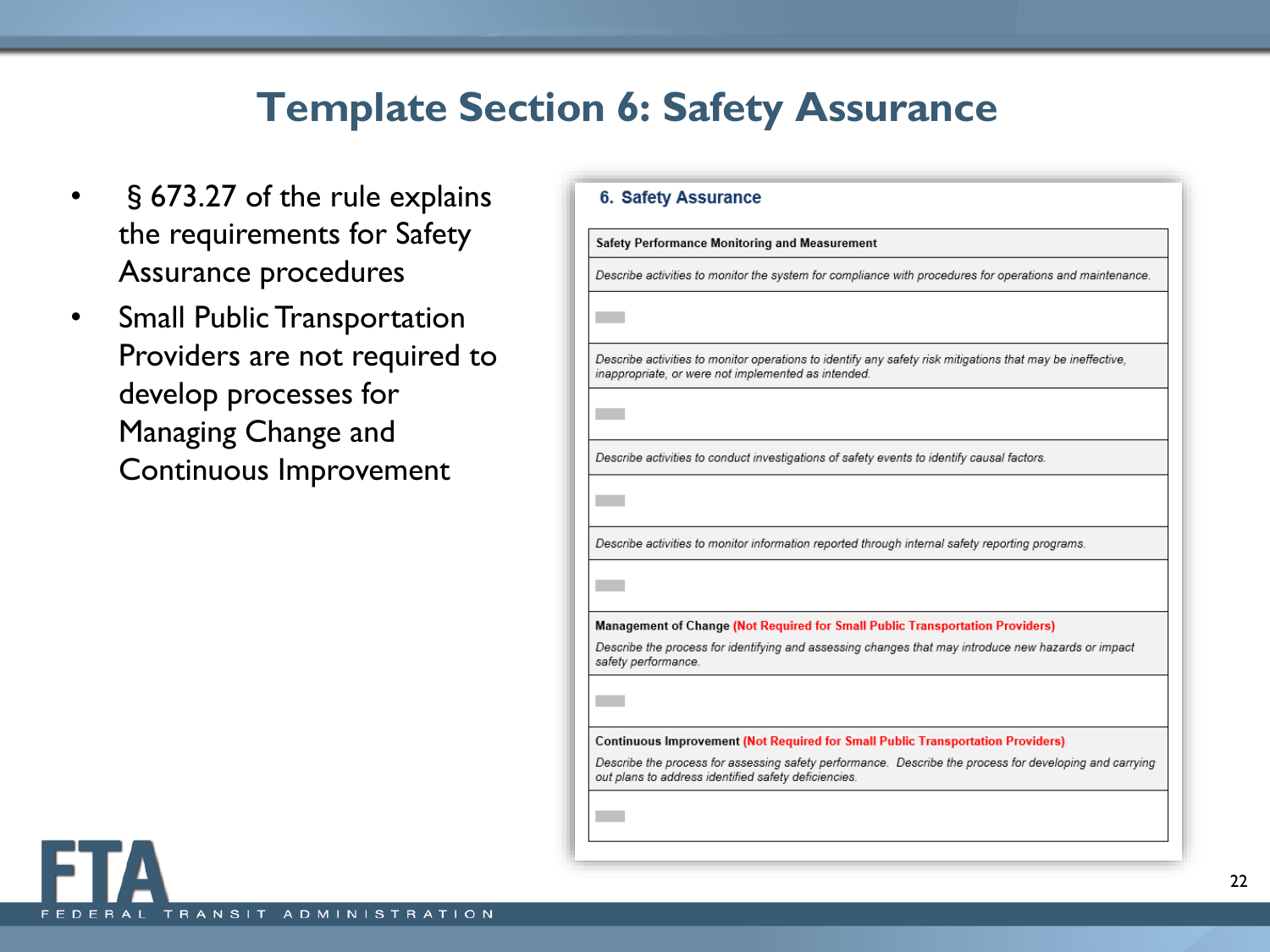# Template Section 6: Safety Assurance

- § 673.27 of the rule explains the requirements for Safety Assurance procedures
- Small Public Transportation Providers are not required to develop processes for Managing Change and Continuous Improvement

## 6. Safety Assurance

| Safety Performance Monitoring and Measurement |
| --- |
| *Describe activities to monitor the system for compliance with procedures for operations and maintenance.* |
| |
| *Describe activities to monitor operations to identify any safety risk mitigations that may be ineffective, inappropriate, or were not implemented as intended.* |
| |
| *Describe activities to conduct investigations of safety events to identify causal factors.* |
| |
| *Describe activities to monitor information reported through internal safety reporting programs.* |
| |
| **Management of Change** **(Not Required for Small Public Transportation Providers)** *Describe the process for identifying and assessing changes that may introduce new hazards or impact safety performance.* |
| |
| **Continuous Improvement** **(Not Required for Small Public Transportation Providers)** *Describe the process for assessing safety performance. Describe the process for developing and carrying out plans to address identified safety deficiencies.* |
| |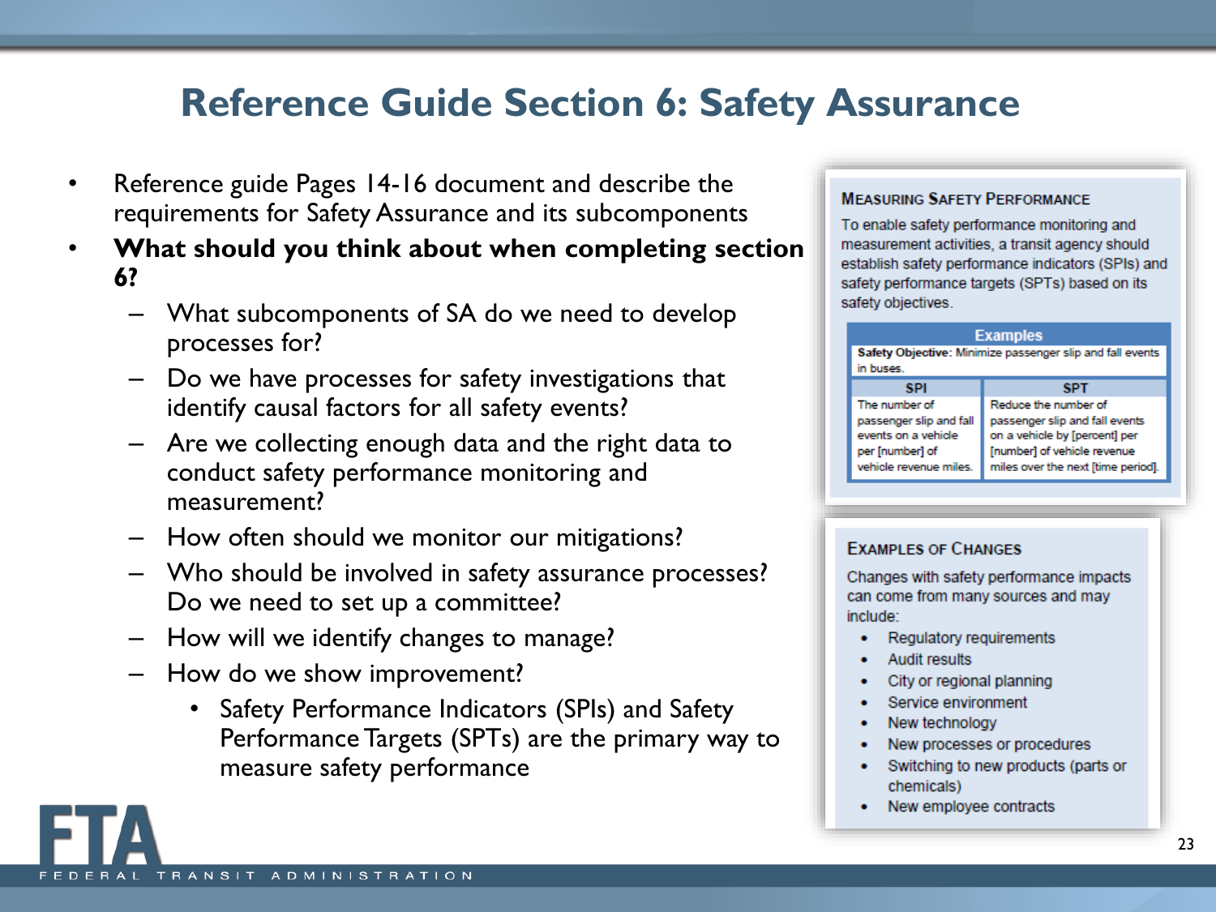# Reference Guide Section 6: Safety Assurance

- Reference guide Pages 14-16 document and describe the requirements for Safety Assurance and its subcomponents
- **What should you think about when completing section 6?**
  - What subcomponents of SA do we need to develop processes for?
  - Do we have processes for safety investigations that identify causal factors for all safety events?
  - Are we collecting enough data and the right data to conduct safety performance monitoring and measurement?
  - How often should we monitor our mitigations?
  - Who should be involved in safety assurance processes? Do we need to set up a committee?
  - How will we identify changes to manage?
  - How do we show improvement?
    - Safety Performance Indicators (SPIs) and Safety Performance Targets (SPTs) are the primary way to measure safety performance

### Measuring Safety Performance

To enable safety performance monitoring and measurement activities, a transit agency should establish safety performance indicators (SPIs) and safety performance targets (SPTs) based on its safety objectives.

| Examples | |
|---|---|
| **Safety Objective**: Minimize passenger slip and fall events in buses. | |
| **SPI** | **SPT** |
| The number of passenger slip and fall events on a vehicle per [number] of vehicle revenue miles. | Reduce the number of passenger slip and fall events on a vehicle by [percent] per [number] of vehicle revenue miles over the next [time period]. |

### Examples of Changes

Changes with safety performance impacts can come from many sources and may include:

- Regulatory requirements
- Audit results
- City or regional planning
- Service environment
- New technology
- New processes or procedures
- Switching to new products (parts or chemicals)
- New employee contracts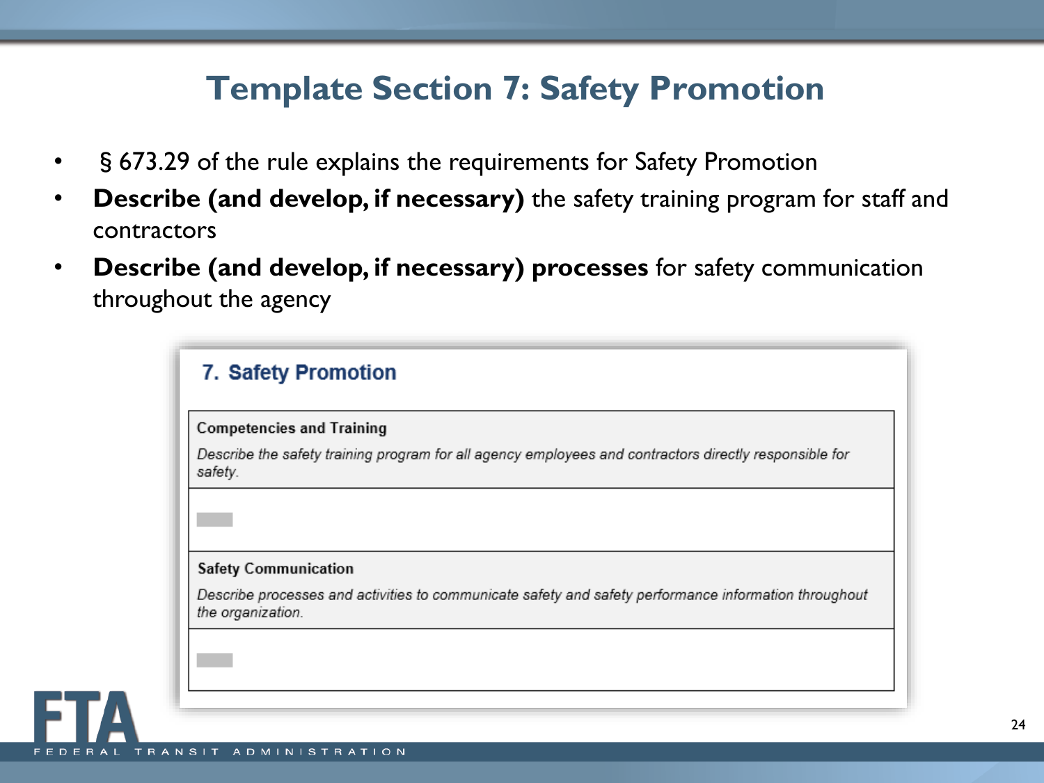# Template Section 7: Safety Promotion

- § 673.29 of the rule explains the requirements for Safety Promotion
- **Describe (and develop, if necessary)** the safety training program for staff and contractors
- **Describe (and develop, if necessary) processes** for safety communication throughout the agency

## 7. Safety Promotion

| Competencies and Training |
| --- |
| *Describe the safety training program for all agency employees and contractors directly responsible for safety.* |
| |
| **Safety Communication** |
| *Describe processes and activities to communicate safety and safety performance information throughout the organization.* |
| |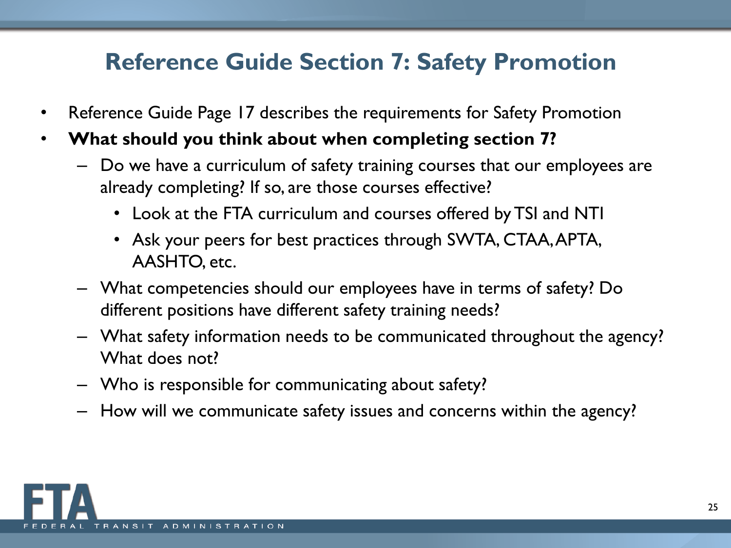# Reference Guide Section 7: Safety Promotion

- Reference Guide Page 17 describes the requirements for Safety Promotion
- **What should you think about when completing section 7?**
  - Do we have a curriculum of safety training courses that our employees are already completing? If so, are those courses effective?
    - Look at the FTA curriculum and courses offered by TSI and NTI
    - Ask your peers for best practices through SWTA, CTAA, APTA, AASHTO, etc.
  - What competencies should our employees have in terms of safety? Do different positions have different safety training needs?
  - What safety information needs to be communicated throughout the agency? What does not?
  - Who is responsible for communicating about safety?
  - How will we communicate safety issues and concerns within the agency?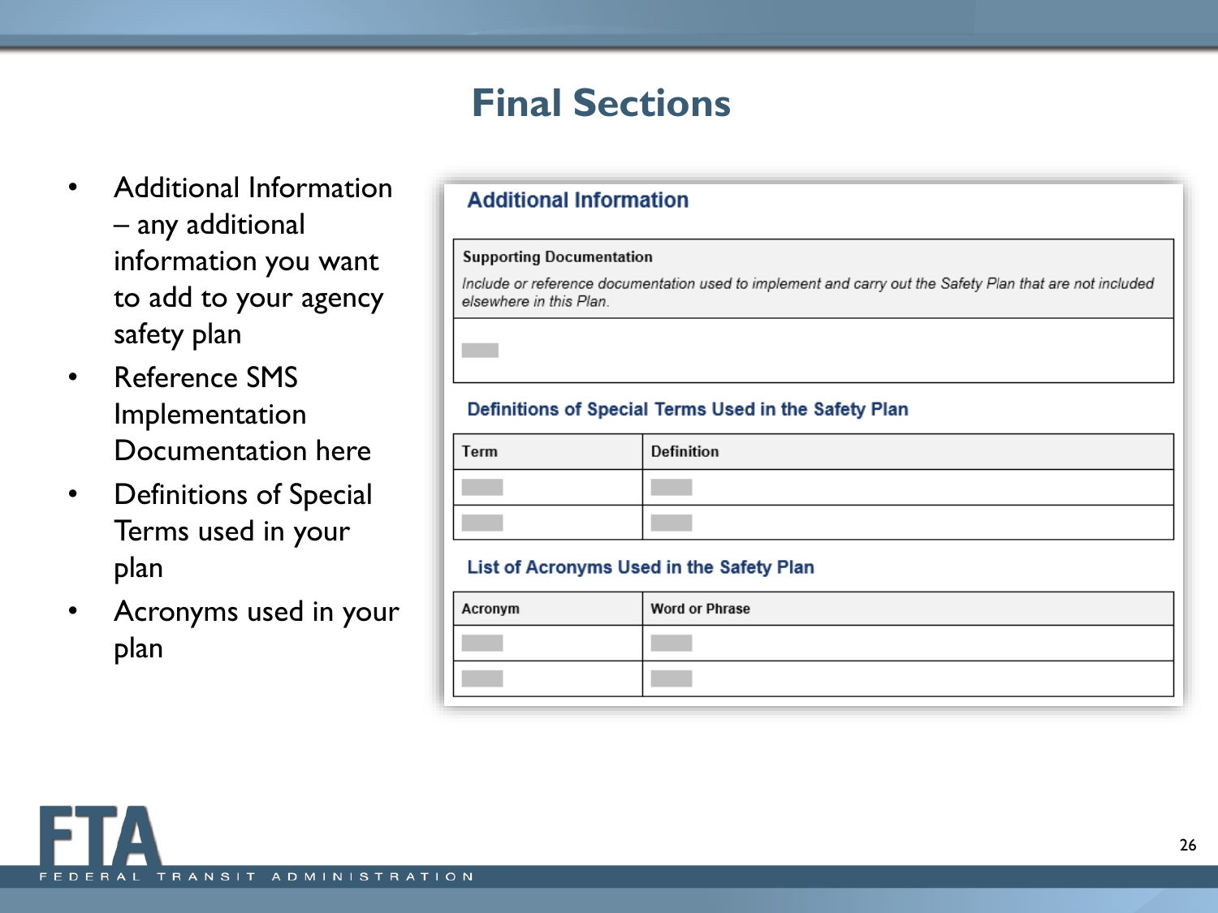# Final Sections

- Additional Information – any additional information you want to add to your agency safety plan
- Reference SMS Implementation Documentation here
- Definitions of Special Terms used in your plan
- Acronyms used in your plan

## Additional Information

| Supporting Documentation |
|---|
| *Include or reference documentation used to implement and carry out the Safety Plan that are not included elsewhere in this Plan.* |
| |

### Definitions of Special Terms Used in the Safety Plan

| Term | Definition |
|---|---|
| | |
| | |

### List of Acronyms Used in the Safety Plan

| Acronym | Word or Phrase |
|---|---|
| | |
| | |

FTA
FEDERAL TRANSIT ADMINISTRATION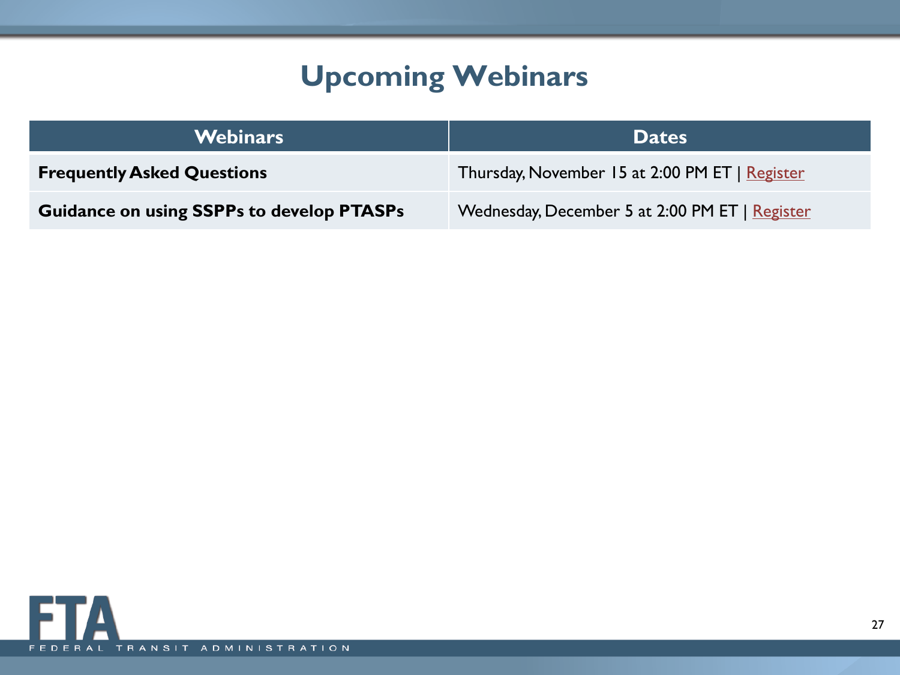# Upcoming Webinars

| Webinars | Dates |
|---|---|
| **Frequently Asked Questions** | Thursday, November 15 at 2:00 PM ET \| Register |
| **Guidance on using SSPPs to develop PTASPs** | Wednesday, December 5 at 2:00 PM ET \| Register |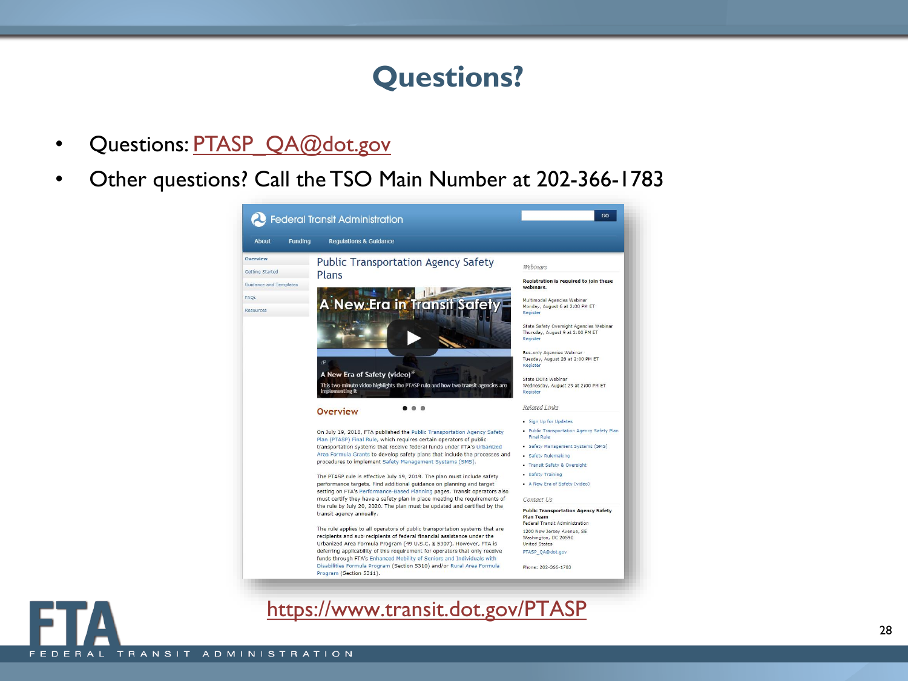# Questions?

- Questions: PTASP_QA@dot.gov
- Other questions? Call the TSO Main Number at 202-366-1783

https://www.transit.dot.gov/PTASP